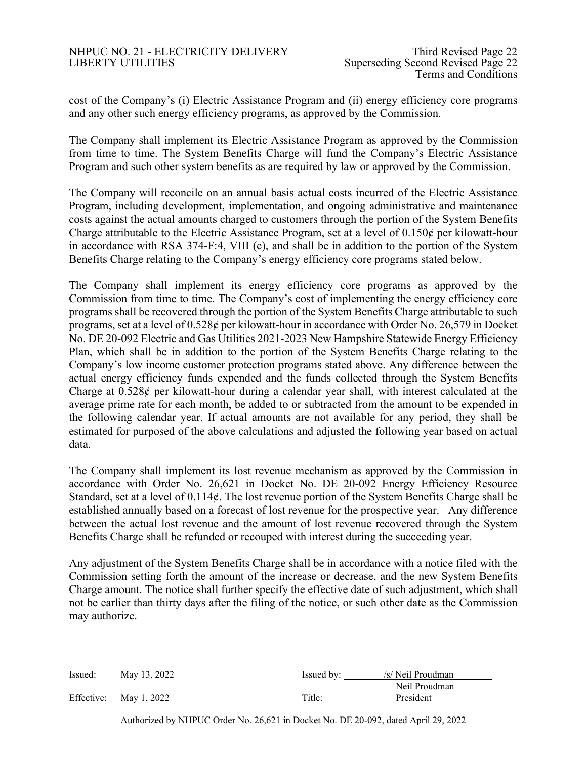cost of the Company's (i) Electric Assistance Program and (ii) energy efficiency core programs and any other such energy efficiency programs, as approved by the Commission.

The Company shall implement its Electric Assistance Program as approved by the Commission from time to time. The System Benefits Charge will fund the Company's Electric Assistance Program and such other system benefits as are required by law or approved by the Commission.

The Company will reconcile on an annual basis actual costs incurred of the Electric Assistance Program, including development, implementation, and ongoing administrative and maintenance costs against the actual amounts charged to customers through the portion of the System Benefits Charge attributable to the Electric Assistance Program, set at a level of 0.150¢ per kilowatt-hour in accordance with RSA 374-F:4, VIII (c), and shall be in addition to the portion of the System Benefits Charge relating to the Company's energy efficiency core programs stated below.

The Company shall implement its energy efficiency core programs as approved by the Commission from time to time. The Company's cost of implementing the energy efficiency core programs shall be recovered through the portion of the System Benefits Charge attributable to such programs, set at a level of 0.528¢ per kilowatt-hour in accordance with Order No. 26,579 in Docket No. DE 20-092 Electric and Gas Utilities 2021-2023 New Hampshire Statewide Energy Efficiency Plan, which shall be in addition to the portion of the System Benefits Charge relating to the Company's low income customer protection programs stated above. Any difference between the actual energy efficiency funds expended and the funds collected through the System Benefits Charge at 0.528¢ per kilowatt-hour during a calendar year shall, with interest calculated at the average prime rate for each month, be added to or subtracted from the amount to be expended in the following calendar year. If actual amounts are not available for any period, they shall be estimated for purposed of the above calculations and adjusted the following year based on actual data.

The Company shall implement its lost revenue mechanism as approved by the Commission in accordance with Order No. 26,621 in Docket No. DE 20-092 Energy Efficiency Resource Standard, set at a level of 0.114¢. The lost revenue portion of the System Benefits Charge shall be established annually based on a forecast of lost revenue for the prospective year. Any difference between the actual lost revenue and the amount of lost revenue recovered through the System Benefits Charge shall be refunded or recouped with interest during the succeeding year.

Any adjustment of the System Benefits Charge shall be in accordance with a notice filed with the Commission setting forth the amount of the increase or decrease, and the new System Benefits Charge amount. The notice shall further specify the effective date of such adjustment, which shall not be earlier than thirty days after the filing of the notice, or such other date as the Commission may authorize.

Issued: May 13, 2022 Issued by: /s/ Neil Proudman
Neil Proudman
Effective: May 1, 2022 Title: President

Authorized by NHPUC Order No. 26,621 in Docket No. DE 20-092, dated April 29, 2022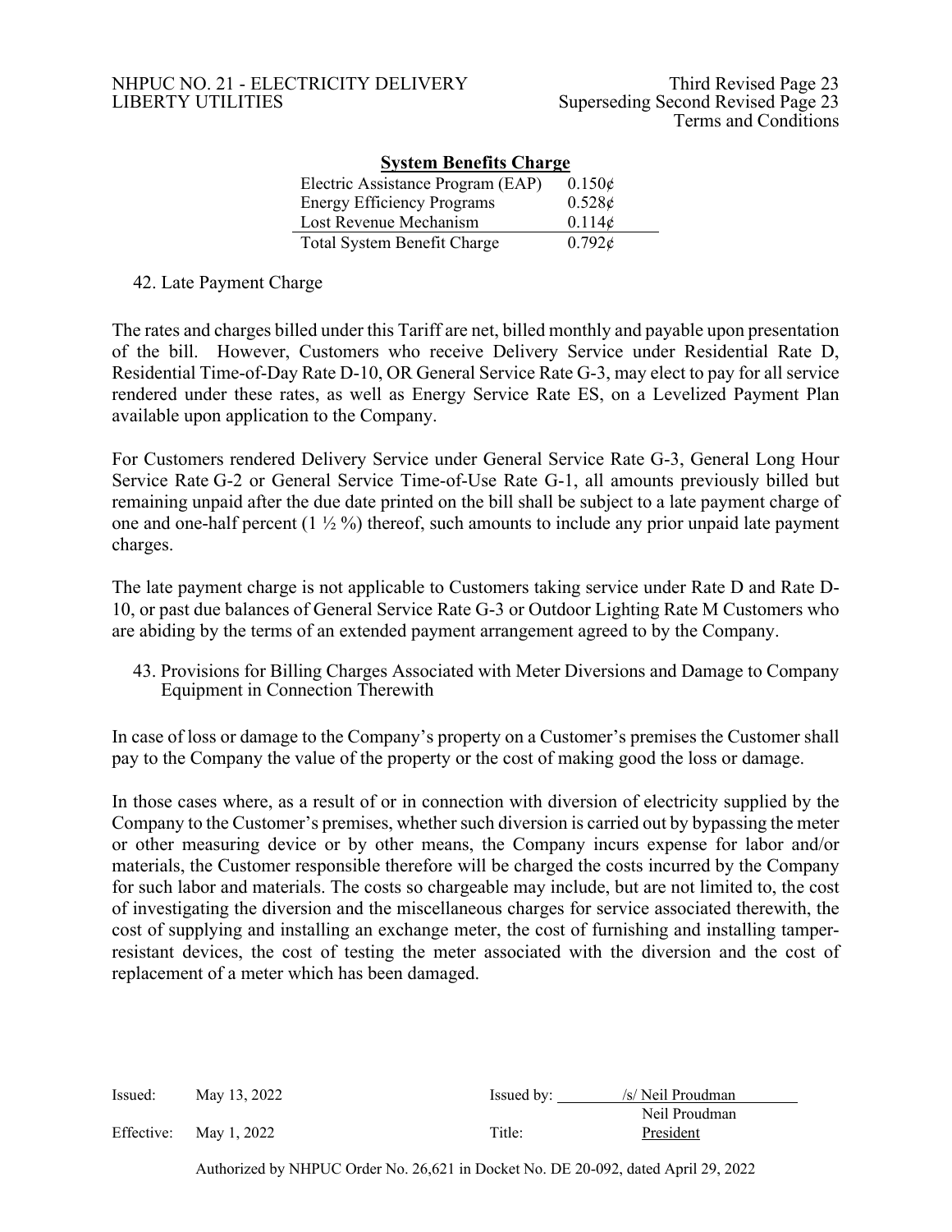**System Benefits Charge**

| | |
|---|---|
| Electric Assistance Program (EAP) | 0.150¢ |
| Energy Efficiency Programs | 0.528¢ |
| Lost Revenue Mechanism | 0.114¢ |
| Total System Benefit Charge | 0.792¢ |

42. Late Payment Charge

The rates and charges billed under this Tariff are net, billed monthly and payable upon presentation of the bill. However, Customers who receive Delivery Service under Residential Rate D, Residential Time-of-Day Rate D-10, OR General Service Rate G-3, may elect to pay for all service rendered under these rates, as well as Energy Service Rate ES, on a Levelized Payment Plan available upon application to the Company.

For Customers rendered Delivery Service under General Service Rate G-3, General Long Hour Service Rate G-2 or General Service Time-of-Use Rate G-1, all amounts previously billed but remaining unpaid after the due date printed on the bill shall be subject to a late payment charge of one and one-half percent (1 ½ %) thereof, such amounts to include any prior unpaid late payment charges.

The late payment charge is not applicable to Customers taking service under Rate D and Rate D-10, or past due balances of General Service Rate G-3 or Outdoor Lighting Rate M Customers who are abiding by the terms of an extended payment arrangement agreed to by the Company.

43. Provisions for Billing Charges Associated with Meter Diversions and Damage to Company Equipment in Connection Therewith

In case of loss or damage to the Company's property on a Customer's premises the Customer shall pay to the Company the value of the property or the cost of making good the loss or damage.

In those cases where, as a result of or in connection with diversion of electricity supplied by the Company to the Customer's premises, whether such diversion is carried out by bypassing the meter or other measuring device or by other means, the Company incurs expense for labor and/or materials, the Customer responsible therefore will be charged the costs incurred by the Company for such labor and materials. The costs so chargeable may include, but are not limited to, the cost of investigating the diversion and the miscellaneous charges for service associated therewith, the cost of supplying and installing an exchange meter, the cost of furnishing and installing tamper-resistant devices, the cost of testing the meter associated with the diversion and the cost of replacement of a meter which has been damaged.

| | | | |
|---|---|---|---|
| Issued: | May 13, 2022 | Issued by: | /s/ Neil Proudman |
| | | | Neil Proudman |
| Effective: | May 1, 2022 | Title: | President |

Authorized by NHPUC Order No. 26,621 in Docket No. DE 20-092, dated April 29, 2022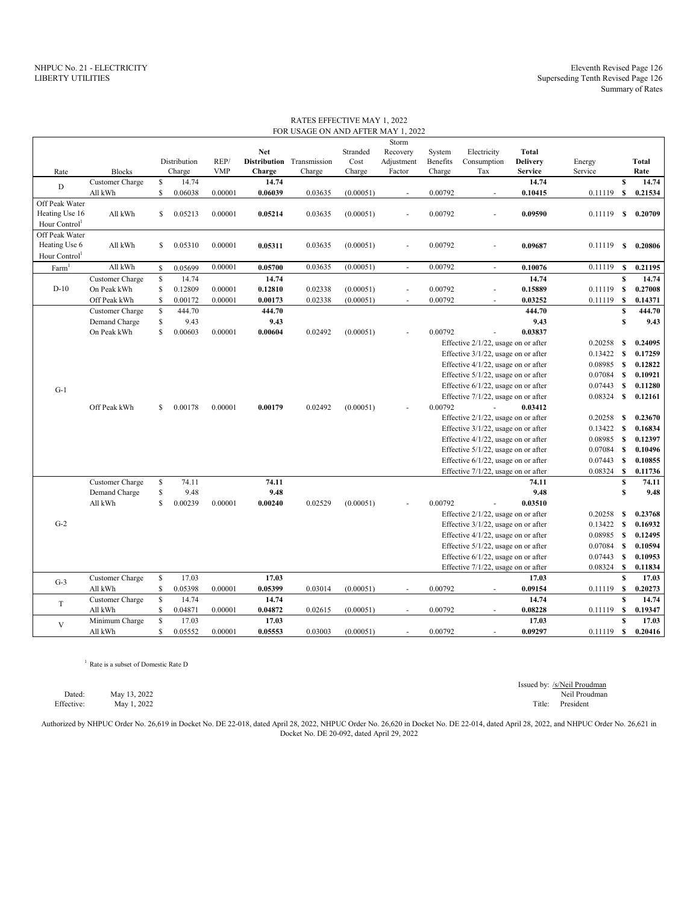NHPUC No. 21 - ELECTRICITY
LIBERTY UTILITIES

Eleventh Revised Page 126
Superseding Tenth Revised Page 126
Summary of Rates

RATES EFFECTIVE MAY 1, 2022
FOR USAGE ON AND AFTER MAY 1, 2022

| Rate | Blocks | Distribution Charge | REP/ VMP | Net Distribution Charge | Transmission Charge | Stranded Cost Charge | Storm Recovery Adjustment Factor | System Benefits Charge | Electricity Consumption Tax | Total Delivery Service | Energy Service | Total Rate |
|---|---|---|---|---|---|---|---|---|---|---|---|---|
| D | Customer Charge | $ 14.74 | | **14.74** | | | | | | **14.74** | | $ **14.74** |
| | All kWh | $ 0.06038 | 0.00001 | **0.06039** | 0.03635 | (0.00051) | - | 0.00792 | - | **0.10415** | 0.11119 | $ **0.21534** |
| Off Peak Water Heating Use 16 Hour Control[1] | All kWh | $ 0.05213 | 0.00001 | **0.05214** | 0.03635 | (0.00051) | - | 0.00792 | - | **0.09590** | 0.11119 | $ **0.20709** |
| Off Peak Water Heating Use 6 Hour Control[1] | All kWh | $ 0.05310 | 0.00001 | **0.05311** | 0.03635 | (0.00051) | - | 0.00792 | - | **0.09687** | 0.11119 | $ **0.20806** |
| Farm[1] | All kWh | $ 0.05699 | 0.00001 | **0.05700** | 0.03635 | (0.00051) | - | 0.00792 | - | **0.10076** | 0.11119 | $ **0.21195** |
| D-10 | Customer Charge | $ 14.74 | | **14.74** | | | | | | **14.74** | | $ **14.74** |
| | On Peak kWh | $ 0.12809 | 0.00001 | **0.12810** | 0.02338 | (0.00051) | - | 0.00792 | - | **0.15889** | 0.11119 | $ **0.27008** |
| | Off Peak kWh | $ 0.00172 | 0.00001 | **0.00173** | 0.02338 | (0.00051) | - | 0.00792 | - | **0.03252** | 0.11119 | $ **0.14371** |
| G-1 | Customer Charge | $ 444.70 | | **444.70** | | | | | | **444.70** | | $ **444.70** |
| | Demand Charge | $ 9.43 | | **9.43** | | | | | | **9.43** | | $ **9.43** |
| | On Peak kWh | $ 0.00603 | 0.00001 | **0.00604** | 0.02492 | (0.00051) | - | 0.00792 | - | **0.03837** | | |
| | | | | | | | | Effective 2/1/22, usage on or after | | | 0.20258 | $ **0.24095** |
| | | | | | | | | Effective 3/1/22, usage on or after | | | 0.13422 | $ **0.17259** |
| | | | | | | | | Effective 4/1/22, usage on or after | | | 0.08985 | $ **0.12822** |
| | | | | | | | | Effective 5/1/22, usage on or after | | | 0.07084 | $ **0.10921** |
| | | | | | | | | Effective 6/1/22, usage on or after | | | 0.07443 | $ **0.11280** |
| | | | | | | | | Effective 7/1/22, usage on or after | | | 0.08324 | $ **0.12161** |
| | Off Peak kWh | $ 0.00178 | 0.00001 | **0.00179** | 0.02492 | (0.00051) | - | 0.00792 | - | **0.03412** | | |
| | | | | | | | | Effective 2/1/22, usage on or after | | | 0.20258 | $ **0.23670** |
| | | | | | | | | Effective 3/1/22, usage on or after | | | 0.13422 | $ **0.16834** |
| | | | | | | | | Effective 4/1/22, usage on or after | | | 0.08985 | $ **0.12397** |
| | | | | | | | | Effective 5/1/22, usage on or after | | | 0.07084 | $ **0.10496** |
| | | | | | | | | Effective 6/1/22, usage on or after | | | 0.07443 | $ **0.10855** |
| | | | | | | | | Effective 7/1/22, usage on or after | | | 0.08324 | $ **0.11736** |
| G-2 | Customer Charge | $ 74.11 | | **74.11** | | | | | | **74.11** | | $ **74.11** |
| | Demand Charge | $ 9.48 | | **9.48** | | | | | | **9.48** | | $ **9.48** |
| | All kWh | $ 0.00239 | 0.00001 | **0.00240** | 0.02529 | (0.00051) | - | 0.00792 | - | **0.03510** | | |
| | | | | | | | | Effective 2/1/22, usage on or after | | | 0.20258 | $ **0.23768** |
| | | | | | | | | Effective 3/1/22, usage on or after | | | 0.13422 | $ **0.16932** |
| | | | | | | | | Effective 4/1/22, usage on or after | | | 0.08985 | $ **0.12495** |
| | | | | | | | | Effective 5/1/22, usage on or after | | | 0.07084 | $ **0.10594** |
| | | | | | | | | Effective 6/1/22, usage on or after | | | 0.07443 | $ **0.10953** |
| | | | | | | | | Effective 7/1/22, usage on or after | | | 0.08324 | $ **0.11834** |
| G-3 | Customer Charge | $ 17.03 | | **17.03** | | | | | | **17.03** | | $ **17.03** |
| | All kWh | $ 0.05398 | 0.00001 | **0.05399** | 0.03014 | (0.00051) | - | 0.00792 | - | **0.09154** | 0.11119 | $ **0.20273** |
| T | Customer Charge | $ 14.74 | | **14.74** | | | | | | **14.74** | | $ **14.74** |
| | All kWh | $ 0.04871 | 0.00001 | **0.04872** | 0.02615 | (0.00051) | - | 0.00792 | - | **0.08228** | 0.11119 | $ **0.19347** |
| V | Minimum Charge | $ 17.03 | | **17.03** | | | | | | **17.03** | | $ **17.03** |
| | All kWh | $ 0.05552 | 0.00001 | **0.05553** | 0.03003 | (0.00051) | - | 0.00792 | - | **0.09297** | 0.11119 | $ **0.20416** |

[1] Rate is a subset of Domestic Rate D

Dated: May 13, 2022
Effective: May 1, 2022

Issued by: /s/Neil Proudman
Neil Proudman
Title: President

Authorized by NHPUC Order No. 26,619 in Docket No. DE 22-018, dated April 28, 2022, NHPUC Order No. 26,620 in Docket No. DE 22-014, dated April 28, 2022, and NHPUC Order No. 26,621 in Docket No. DE 20-092, dated April 29, 2022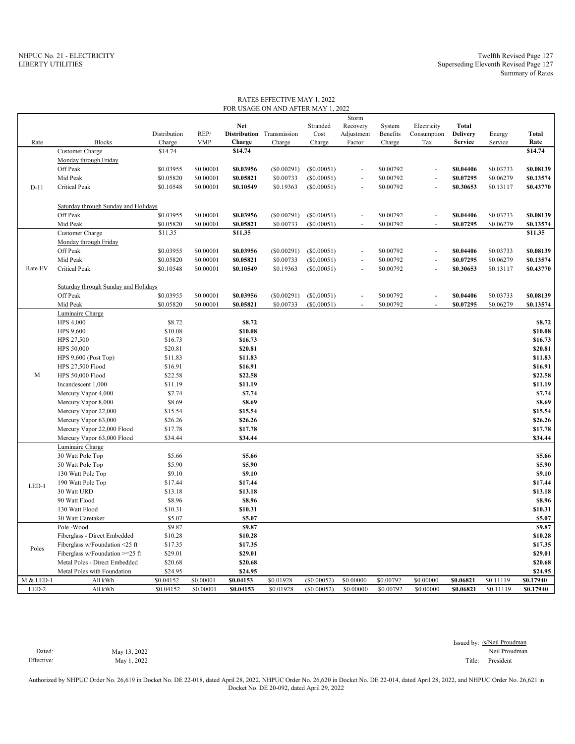NHPUC No. 21 - ELECTRICITY
LIBERTY UTILITIES

Twelfth Revised Page 127
Superseding Eleventh Revised Page 127
Summary of Rates

RATES EFFECTIVE MAY 1, 2022
FOR USAGE ON AND AFTER MAY 1, 2022

| Rate | Blocks | Distribution Charge | REP/ VMP | **Net Distribution Charge** | Transmission Charge | Stranded Cost Charge | Storm Recovery Adjustment Factor | System Benefits Charge | Electricity Consumption Tax | **Total Delivery Service** | Energy Service | **Total Rate** |
|---|---|---|---|---|---|---|---|---|---|---|---|---|
| D-11 | Customer Charge | $14.74 | | **$14.74** | | | | | | | | **$14.74** |
| | Monday through Friday | | | | | | | | | | | |
| | Off Peak | $0.03955 | $0.00001 | **$0.03956** | ($0.00291) | ($0.00051) | - | $0.00792 | - | **$0.04406** | $0.03733 | **$0.08139** |
| | Mid Peak | $0.05820 | $0.00001 | **$0.05821** | $0.00733 | ($0.00051) | - | $0.00792 | - | **$0.07295** | $0.06279 | **$0.13574** |
| | Critical Peak | $0.10548 | $0.00001 | **$0.10549** | $0.19363 | ($0.00051) | - | $0.00792 | - | **$0.30653** | $0.13117 | **$0.43770** |
| | Saturday through Sunday and Holidays | | | | | | | | | | | |
| | Off Peak | $0.03955 | $0.00001 | **$0.03956** | ($0.00291) | ($0.00051) | - | $0.00792 | - | **$0.04406** | $0.03733 | **$0.08139** |
| | Mid Peak | $0.05820 | $0.00001 | **$0.05821** | $0.00733 | ($0.00051) | - | $0.00792 | - | **$0.07295** | $0.06279 | **$0.13574** |
| Rate EV | Customer Charge | $11.35 | | **$11.35** | | | | | | | | **$11.35** |
| | Monday through Friday | | | | | | | | | | | |
| | Off Peak | $0.03955 | $0.00001 | **$0.03956** | ($0.00291) | ($0.00051) | - | $0.00792 | - | **$0.04406** | $0.03733 | **$0.08139** |
| | Mid Peak | $0.05820 | $0.00001 | **$0.05821** | $0.00733 | ($0.00051) | - | $0.00792 | - | **$0.07295** | $0.06279 | **$0.13574** |
| | Critical Peak | $0.10548 | $0.00001 | **$0.10549** | $0.19363 | ($0.00051) | - | $0.00792 | - | **$0.30653** | $0.13117 | **$0.43770** |
| | Saturday through Sunday and Holidays | | | | | | | | | | | |
| | Off Peak | $0.03955 | $0.00001 | **$0.03956** | ($0.00291) | ($0.00051) | - | $0.00792 | - | **$0.04406** | $0.03733 | **$0.08139** |
| | Mid Peak | $0.05820 | $0.00001 | **$0.05821** | $0.00733 | ($0.00051) | - | $0.00792 | - | **$0.07295** | $0.06279 | **$0.13574** |
| M | Luminaire Charge | | | | | | | | | | | |
| | HPS 4,000 | $8.72 | | **$8.72** | | | | | | | | **$8.72** |
| | HPS 9,600 | $10.08 | | **$10.08** | | | | | | | | **$10.08** |
| | HPS 27,500 | $16.73 | | **$16.73** | | | | | | | | **$16.73** |
| | HPS 50,000 | $20.81 | | **$20.81** | | | | | | | | **$20.81** |
| | HPS 9,600 (Post Top) | $11.83 | | **$11.83** | | | | | | | | **$11.83** |
| | HPS 27,500 Flood | $16.91 | | **$16.91** | | | | | | | | **$16.91** |
| | HPS 50,000 Flood | $22.58 | | **$22.58** | | | | | | | | **$22.58** |
| | Incandescent 1,000 | $11.19 | | **$11.19** | | | | | | | | **$11.19** |
| | Mercury Vapor 4,000 | $7.74 | | **$7.74** | | | | | | | | **$7.74** |
| | Mercury Vapor 8,000 | $8.69 | | **$8.69** | | | | | | | | **$8.69** |
| | Mercury Vapor 22,000 | $15.54 | | **$15.54** | | | | | | | | **$15.54** |
| | Mercury Vapor 63,000 | $26.26 | | **$26.26** | | | | | | | | **$26.26** |
| | Mercury Vapor 22,000 Flood | $17.78 | | **$17.78** | | | | | | | | **$17.78** |
| | Mercury Vapor 63,000 Flood | $34.44 | | **$34.44** | | | | | | | | **$34.44** |
| LED-1 | Luminaire Charge | | | | | | | | | | | |
| | 30 Watt Pole Top | $5.66 | | **$5.66** | | | | | | | | **$5.66** |
| | 50 Watt Pole Top | $5.90 | | **$5.90** | | | | | | | | **$5.90** |
| | 130 Watt Pole Top | $9.10 | | **$9.10** | | | | | | | | **$9.10** |
| | 190 Watt Pole Top | $17.44 | | **$17.44** | | | | | | | | **$17.44** |
| | 30 Watt URD | $13.18 | | **$13.18** | | | | | | | | **$13.18** |
| | 90 Watt Flood | $8.96 | | **$8.96** | | | | | | | | **$8.96** |
| | 130 Watt Flood | $10.31 | | **$10.31** | | | | | | | | **$10.31** |
| | 30 Watt Caretaker | $5.07 | | **$5.07** | | | | | | | | **$5.07** |
| Poles | Pole -Wood | $9.87 | | **$9.87** | | | | | | | | **$9.87** |
| | Fiberglass - Direct Embedded | $10.28 | | **$10.28** | | | | | | | | **$10.28** |
| | Fiberglass w/Foundation <25 ft | $17.35 | | **$17.35** | | | | | | | | **$17.35** |
| | Fiberglass w/Foundation >=25 ft | $29.01 | | **$29.01** | | | | | | | | **$29.01** |
| | Metal Poles - Direct Embedded | $20.68 | | **$20.68** | | | | | | | | **$20.68** |
| | Metal Poles with Foundation | $24.95 | | **$24.95** | | | | | | | | **$24.95** |
| M & LED-1 | All kWh | $0.04152 | $0.00001 | **$0.04153** | $0.01928 | ($0.00052) | $0.00000 | $0.00792 | $0.00000 | **$0.06821** | $0.11119 | **$0.17940** |
| LED-2 | All kWh | $0.04152 | $0.00001 | **$0.04153** | $0.01928 | ($0.00052) | $0.00000 | $0.00792 | $0.00000 | **$0.06821** | $0.11119 | **$0.17940** |

Dated: May 13, 2022
Effective: May 1, 2022

Issued by: /s/Neil Proudman
Neil Proudman
Title: President

Authorized by NHPUC Order No. 26,619 in Docket No. DE 22-018, dated April 28, 2022, NHPUC Order No. 26,620 in Docket No. DE 22-014, dated April 28, 2022, and NHPUC Order No. 26,621 in Docket No. DE 20-092, dated April 29, 2022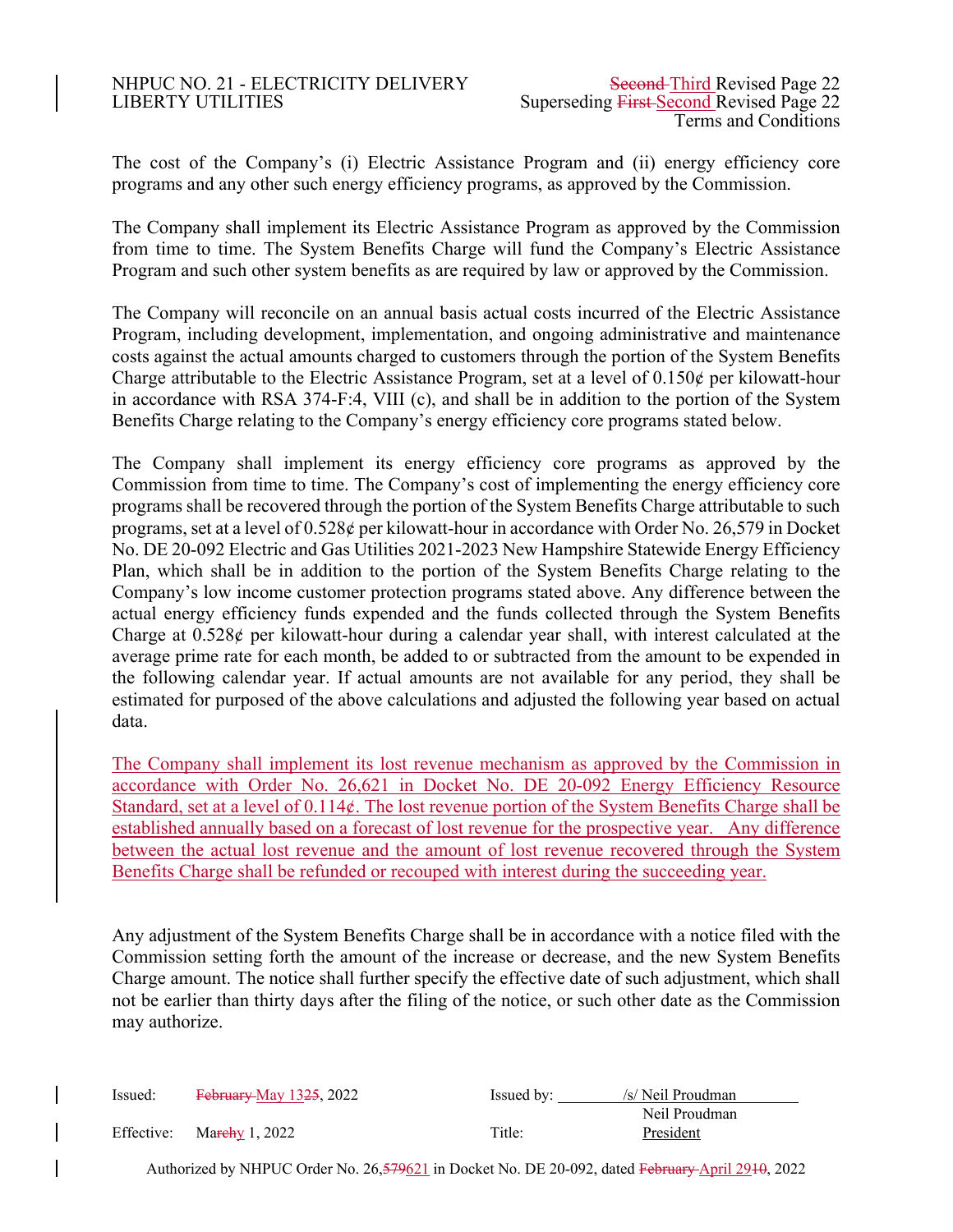NHPUC NO. 21 - ELECTRICITY DELIVERY
LIBERTY UTILITIES

~~Second~~ Third Revised Page 22
Superseding ~~First~~ Second Revised Page 22
Terms and Conditions

The cost of the Company's (i) Electric Assistance Program and (ii) energy efficiency core programs and any other such energy efficiency programs, as approved by the Commission.

The Company shall implement its Electric Assistance Program as approved by the Commission from time to time. The System Benefits Charge will fund the Company's Electric Assistance Program and such other system benefits as are required by law or approved by the Commission.

The Company will reconcile on an annual basis actual costs incurred of the Electric Assistance Program, including development, implementation, and ongoing administrative and maintenance costs against the actual amounts charged to customers through the portion of the System Benefits Charge attributable to the Electric Assistance Program, set at a level of 0.150¢ per kilowatt-hour in accordance with RSA 374-F:4, VIII (c), and shall be in addition to the portion of the System Benefits Charge relating to the Company's energy efficiency core programs stated below.

The Company shall implement its energy efficiency core programs as approved by the Commission from time to time. The Company's cost of implementing the energy efficiency core programs shall be recovered through the portion of the System Benefits Charge attributable to such programs, set at a level of 0.528¢ per kilowatt-hour in accordance with Order No. 26,579 in Docket No. DE 20-092 Electric and Gas Utilities 2021-2023 New Hampshire Statewide Energy Efficiency Plan, which shall be in addition to the portion of the System Benefits Charge relating to the Company's low income customer protection programs stated above. Any difference between the actual energy efficiency funds expended and the funds collected through the System Benefits Charge at 0.528¢ per kilowatt-hour during a calendar year shall, with interest calculated at the average prime rate for each month, be added to or subtracted from the amount to be expended in the following calendar year. If actual amounts are not available for any period, they shall be estimated for purposed of the above calculations and adjusted the following year based on actual data.

The Company shall implement its lost revenue mechanism as approved by the Commission in accordance with Order No. 26,621 in Docket No. DE 20-092 Energy Efficiency Resource Standard, set at a level of 0.114¢. The lost revenue portion of the System Benefits Charge shall be established annually based on a forecast of lost revenue for the prospective year. Any difference between the actual lost revenue and the amount of lost revenue recovered through the System Benefits Charge shall be refunded or recouped with interest during the succeeding year.

Any adjustment of the System Benefits Charge shall be in accordance with a notice filed with the Commission setting forth the amount of the increase or decrease, and the new System Benefits Charge amount. The notice shall further specify the effective date of such adjustment, which shall not be earlier than thirty days after the filing of the notice, or such other date as the Commission may authorize.

Issued: ~~February~~ May 13~~25~~, 2022 Issued by: /s/ Neil Proudman
Neil Proudman

Effective: Ma~~rch~~y 1, 2022 Title: President

Authorized by NHPUC Order No. 26,~~579~~621 in Docket No. DE 20-092, dated ~~February~~ April 29~~10~~, 2022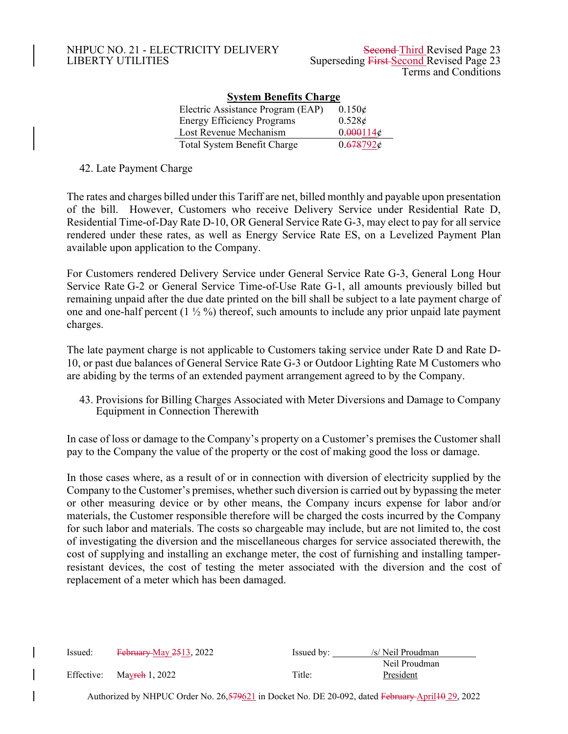NHPUC NO. 21 - ELECTRICITY DELIVERY
LIBERTY UTILITIES

~~Second~~ Third Revised Page 23
Superseding ~~First~~ Second Revised Page 23
Terms and Conditions

**System Benefits Charge**

| | |
|---|---|
| Electric Assistance Program (EAP) | 0.150¢ |
| Energy Efficiency Programs | 0.528¢ |
| Lost Revenue Mechanism | 0.~~000~~114¢ |
| Total System Benefit Charge | 0.~~678~~792¢ |

42. Late Payment Charge

The rates and charges billed under this Tariff are net, billed monthly and payable upon presentation of the bill. However, Customers who receive Delivery Service under Residential Rate D, Residential Time-of-Day Rate D-10, OR General Service Rate G-3, may elect to pay for all service rendered under these rates, as well as Energy Service Rate ES, on a Levelized Payment Plan available upon application to the Company.

For Customers rendered Delivery Service under General Service Rate G-3, General Long Hour Service Rate G-2 or General Service Time-of-Use Rate G-1, all amounts previously billed but remaining unpaid after the due date printed on the bill shall be subject to a late payment charge of one and one-half percent (1 ½ %) thereof, such amounts to include any prior unpaid late payment charges.

The late payment charge is not applicable to Customers taking service under Rate D and Rate D-10, or past due balances of General Service Rate G-3 or Outdoor Lighting Rate M Customers who are abiding by the terms of an extended payment arrangement agreed to by the Company.

43. Provisions for Billing Charges Associated with Meter Diversions and Damage to Company Equipment in Connection Therewith

In case of loss or damage to the Company's property on a Customer's premises the Customer shall pay to the Company the value of the property or the cost of making good the loss or damage.

In those cases where, as a result of or in connection with diversion of electricity supplied by the Company to the Customer's premises, whether such diversion is carried out by bypassing the meter or other measuring device or by other means, the Company incurs expense for labor and/or materials, the Customer responsible therefore will be charged the costs incurred by the Company for such labor and materials. The costs so chargeable may include, but are not limited to, the cost of investigating the diversion and the miscellaneous charges for service associated therewith, the cost of supplying and installing an exchange meter, the cost of furnishing and installing tamper-resistant devices, the cost of testing the meter associated with the diversion and the cost of replacement of a meter which has been damaged.

Issued: ~~February~~ May ~~25~~13, 2022 | Issued by: /s/ Neil Proudman

Effective: Ma~~rch~~y 1, 2022 | Neil Proudman | Title: President

Authorized by NHPUC Order No. 26,~~579~~621 in Docket No. DE 20-092, dated ~~February~~ April~~10~~ 29, 2022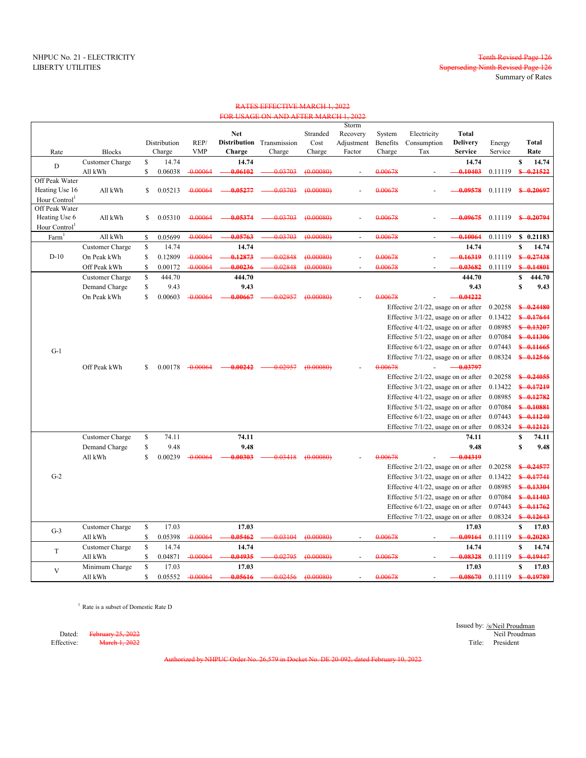NHPUC No. 21 - ELECTRICITY
LIBERTY UTILITIES

~~Tenth Revised Page 126~~
~~Superseding Ninth Revised Page 126~~
Summary of Rates

~~RATES EFFECTIVE MARCH 1, 2022~~
~~FOR USAGE ON AND AFTER MARCH 1, 2022~~

| Rate | Blocks | Distribution Charge | REP/ VMP | Net Distribution Charge | Transmission Charge | Stranded Cost Charge | Storm Recovery Adjustment Factor | System Benefits Charge | Electricity Consumption Tax | Total Delivery Service | Energy Service | Total Rate |
|---|---|---|---|---|---|---|---|---|---|---|---|---|
| D | Customer Charge | $ 14.74 | | 14.74 | | | | | | 14.74 | | $ 14.74 |
| | All kWh | $ 0.06038 | ~~0.00064~~ | ~~0.06102~~ | ~~0.03703~~ | ~~(0.00080)~~ | - | ~~0.00678~~ | - | ~~0.10403~~ | 0.11119 | ~~$ 0.21522~~ |
| Off Peak Water Heating Use 16 Hour Control[1] | All kWh | $ 0.05213 | ~~0.00064~~ | ~~0.05277~~ | ~~0.03703~~ | ~~(0.00080)~~ | - | ~~0.00678~~ | - | ~~0.09578~~ | 0.11119 | ~~$ 0.20697~~ |
| Off Peak Water Heating Use 6 Hour Control[1] | All kWh | $ 0.05310 | ~~0.00064~~ | ~~0.05374~~ | ~~0.03703~~ | ~~(0.00080)~~ | - | ~~0.00678~~ | - | ~~0.09675~~ | 0.11119 | ~~$ 0.20794~~ |
| Farm[1] | All kWh | $ 0.05699 | ~~0.00064~~ | ~~0.05763~~ | ~~0.03703~~ | ~~(0.00080)~~ | - | ~~0.00678~~ | - | ~~0.10064~~ | 0.11119 | $ 0.21183 |
| D-10 | Customer Charge | $ 14.74 | | 14.74 | | | | | | 14.74 | | $ 14.74 |
| | On Peak kWh | $ 0.12809 | ~~0.00064~~ | ~~0.12873~~ | ~~0.02848~~ | ~~(0.00080)~~ | - | ~~0.00678~~ | - | ~~0.16319~~ | 0.11119 | ~~$ 0.27438~~ |
| | Off Peak kWh | $ 0.00172 | ~~0.00064~~ | ~~0.00236~~ | ~~0.02848~~ | ~~(0.00080)~~ | - | ~~0.00678~~ | - | ~~0.03682~~ | 0.11119 | ~~$ 0.14801~~ |
| G-1 | Customer Charge | $ 444.70 | | 444.70 | | | | | | 444.70 | | $ 444.70 |
| | Demand Charge | $ 9.43 | | 9.43 | | | | | | 9.43 | | $ 9.43 |
| | On Peak kWh | $ 0.00603 | ~~0.00064~~ | ~~0.00667~~ | ~~0.02957~~ | ~~(0.00080)~~ | - | ~~0.00678~~ | - | ~~0.04222~~ | | |
| | | | | | | | | Effective 2/1/22, usage on or after | | | 0.20258 | ~~$ 0.24480~~ |
| | | | | | | | | Effective 3/1/22, usage on or after | | | 0.13422 | ~~$ 0.17644~~ |
| | | | | | | | | Effective 4/1/22, usage on or after | | | 0.08985 | ~~$ 0.13207~~ |
| | | | | | | | | Effective 5/1/22, usage on or after | | | 0.07084 | ~~$ 0.11306~~ |
| | | | | | | | | Effective 6/1/22, usage on or after | | | 0.07443 | ~~$ 0.11665~~ |
| | | | | | | | | Effective 7/1/22, usage on or after | | | 0.08324 | ~~$ 0.12546~~ |
| | Off Peak kWh | $ 0.00178 | ~~0.00064~~ | ~~0.00242~~ | ~~0.02957~~ | ~~(0.00080)~~ | - | ~~0.00678~~ | - | ~~0.03797~~ | | |
| | | | | | | | | Effective 2/1/22, usage on or after | | | 0.20258 | ~~$ 0.24055~~ |
| | | | | | | | | Effective 3/1/22, usage on or after | | | 0.13422 | ~~$ 0.17219~~ |
| | | | | | | | | Effective 4/1/22, usage on or after | | | 0.08985 | ~~$ 0.12782~~ |
| | | | | | | | | Effective 5/1/22, usage on or after | | | 0.07084 | ~~$ 0.10881~~ |
| | | | | | | | | Effective 6/1/22, usage on or after | | | 0.07443 | ~~$ 0.11240~~ |
| | | | | | | | | Effective 7/1/22, usage on or after | | | 0.08324 | ~~$ 0.12121~~ |
| G-2 | Customer Charge | $ 74.11 | | 74.11 | | | | | | 74.11 | | $ 74.11 |
| | Demand Charge | $ 9.48 | | 9.48 | | | | | | 9.48 | | $ 9.48 |
| | All kWh | $ 0.00239 | ~~0.00064~~ | ~~0.00303~~ | ~~0.03418~~ | ~~(0.00080)~~ | - | ~~0.00678~~ | - | ~~0.04319~~ | | |
| | | | | | | | | Effective 2/1/22, usage on or after | | | 0.20258 | ~~$ 0.24577~~ |
| | | | | | | | | Effective 3/1/22, usage on or after | | | 0.13422 | ~~$ 0.17741~~ |
| | | | | | | | | Effective 4/1/22, usage on or after | | | 0.08985 | ~~$ 0.13304~~ |
| | | | | | | | | Effective 5/1/22, usage on or after | | | 0.07084 | ~~$ 0.11403~~ |
| | | | | | | | | Effective 6/1/22, usage on or after | | | 0.07443 | ~~$ 0.11762~~ |
| | | | | | | | | Effective 7/1/22, usage on or after | | | 0.08324 | ~~$ 0.12643~~ |
| G-3 | Customer Charge | $ 17.03 | | 17.03 | | | | | | 17.03 | | $ 17.03 |
| | All kWh | $ 0.05398 | ~~0.00064~~ | ~~0.05462~~ | ~~0.03104~~ | ~~(0.00080)~~ | - | ~~0.00678~~ | - | ~~0.09164~~ | 0.11119 | ~~$ 0.20283~~ |
| T | Customer Charge | $ 14.74 | | 14.74 | | | | | | 14.74 | | $ 14.74 |
| | All kWh | $ 0.04871 | ~~0.00064~~ | ~~0.04935~~ | ~~0.02795~~ | ~~(0.00080)~~ | - | ~~0.00678~~ | - | ~~0.08328~~ | 0.11119 | ~~$ 0.19447~~ |
| V | Minimum Charge | $ 17.03 | | 17.03 | | | | | | 17.03 | | $ 17.03 |
| | All kWh | $ 0.05552 | ~~0.00064~~ | ~~0.05616~~ | ~~0.02456~~ | ~~(0.00080)~~ | - | ~~0.00678~~ | - | ~~0.08670~~ | 0.11119 | ~~$ 0.19789~~ |

[1] Rate is a subset of Domestic Rate D

Dated: ~~February 25, 2022~~
Effective: ~~March 1, 2022~~

Issued by: /s/Neil Proudman
Neil Proudman
Title: President

~~Authorized by NHPUC Order No. 26,579 in Docket No. DE 20-092, dated February 10, 2022~~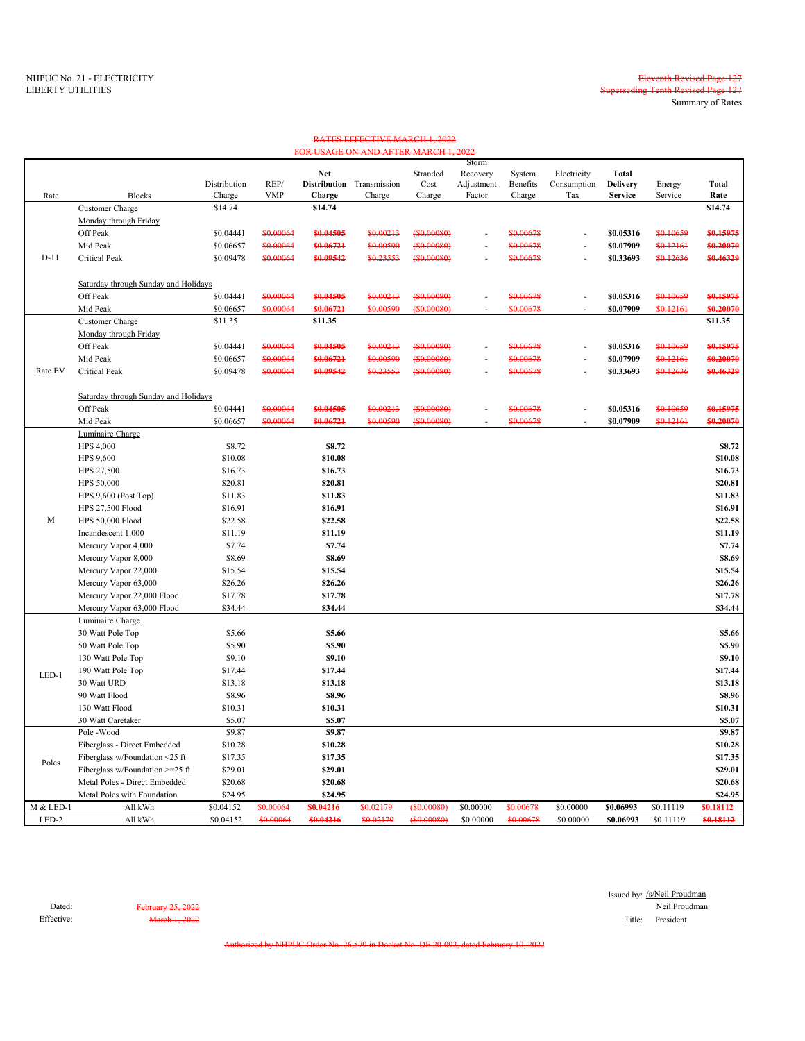NHPUC No. 21 - ELECTRICITY
LIBERTY UTILITIES

~~Eleventh Revised Page 127~~
~~Superseding Tenth Revised Page 127~~
Summary of Rates

~~RATES EFFECTIVE MARCH 1, 2022~~
~~FOR USAGE ON AND AFTER MARCH 1, 2022~~

| Rate | Blocks | Distribution Charge | REP/ VMP | Net Distribution Charge | Transmission Charge | Stranded Cost Charge | Storm Recovery Adjustment Factor | System Benefits Charge | Electricity Consumption Tax | Total Delivery Service | Energy Service | Total Rate |
|---|---|---|---|---|---|---|---|---|---|---|---|---|
| D-11 | Customer Charge | $14.74 | | **$14.74** | | | | | | | | **$14.74** |
| | Monday through Friday | | | | | | | | | | | |
| | Off Peak | $0.04441 | ~~$0.00064~~ | ~~**$0.04505**~~ | ~~$0.00213~~ | ~~($0.00080)~~ | - | ~~$0.00678~~ | - | **$0.05316** | ~~$0.10659~~ | ~~**$0.15975**~~ |
| | Mid Peak | $0.06657 | ~~$0.00064~~ | ~~**$0.06721**~~ | ~~$0.00590~~ | ~~($0.00080)~~ | - | ~~$0.00678~~ | - | **$0.07909** | ~~$0.12161~~ | ~~**$0.20070**~~ |
| | Critical Peak | $0.09478 | ~~$0.00064~~ | ~~**$0.09542**~~ | ~~$0.23553~~ | ~~($0.00080)~~ | - | ~~$0.00678~~ | - | **$0.33693** | ~~$0.12636~~ | ~~**$0.46329**~~ |
| | Saturday through Sunday and Holidays | | | | | | | | | | | |
| | Off Peak | $0.04441 | ~~$0.00064~~ | ~~**$0.04505**~~ | ~~$0.00213~~ | ~~($0.00080)~~ | - | ~~$0.00678~~ | - | **$0.05316** | ~~$0.10659~~ | ~~**$0.15975**~~ |
| | Mid Peak | $0.06657 | ~~$0.00064~~ | ~~**$0.06721**~~ | ~~$0.00590~~ | ~~($0.00080)~~ | - | ~~$0.00678~~ | - | **$0.07909** | ~~$0.12161~~ | ~~**$0.20070**~~ |
| Rate EV | Customer Charge | $11.35 | | **$11.35** | | | | | | | | **$11.35** |
| | Monday through Friday | | | | | | | | | | | |
| | Off Peak | $0.04441 | ~~$0.00064~~ | ~~**$0.04505**~~ | ~~$0.00213~~ | ~~($0.00080)~~ | - | ~~$0.00678~~ | - | **$0.05316** | ~~$0.10659~~ | ~~**$0.15975**~~ |
| | Mid Peak | $0.06657 | ~~$0.00064~~ | ~~**$0.06721**~~ | ~~$0.00590~~ | ~~($0.00080)~~ | - | ~~$0.00678~~ | - | **$0.07909** | ~~$0.12161~~ | ~~**$0.20070**~~ |
| | Critical Peak | $0.09478 | ~~$0.00064~~ | ~~**$0.09542**~~ | ~~$0.23553~~ | ~~($0.00080)~~ | - | ~~$0.00678~~ | - | **$0.33693** | ~~$0.12636~~ | ~~**$0.46329**~~ |
| | Saturday through Sunday and Holidays | | | | | | | | | | | |
| | Off Peak | $0.04441 | ~~$0.00064~~ | ~~**$0.04505**~~ | ~~$0.00213~~ | ~~($0.00080)~~ | - | ~~$0.00678~~ | - | **$0.05316** | ~~$0.10659~~ | ~~**$0.15975**~~ |
| | Mid Peak | $0.06657 | ~~$0.00064~~ | ~~**$0.06721**~~ | ~~$0.00590~~ | ~~($0.00080)~~ | - | ~~$0.00678~~ | - | **$0.07909** | ~~$0.12161~~ | ~~**$0.20070**~~ |
| M | Luminaire Charge | | | | | | | | | | | |
| | HPS 4,000 | $8.72 | | **$8.72** | | | | | | | | **$8.72** |
| | HPS 9,600 | $10.08 | | **$10.08** | | | | | | | | **$10.08** |
| | HPS 27,500 | $16.73 | | **$16.73** | | | | | | | | **$16.73** |
| | HPS 50,000 | $20.81 | | **$20.81** | | | | | | | | **$20.81** |
| | HPS 9,600 (Post Top) | $11.83 | | **$11.83** | | | | | | | | **$11.83** |
| | HPS 27,500 Flood | $16.91 | | **$16.91** | | | | | | | | **$16.91** |
| | HPS 50,000 Flood | $22.58 | | **$22.58** | | | | | | | | **$22.58** |
| | Incandescent 1,000 | $11.19 | | **$11.19** | | | | | | | | **$11.19** |
| | Mercury Vapor 4,000 | $7.74 | | **$7.74** | | | | | | | | **$7.74** |
| | Mercury Vapor 8,000 | $8.69 | | **$8.69** | | | | | | | | **$8.69** |
| | Mercury Vapor 22,000 | $15.54 | | **$15.54** | | | | | | | | **$15.54** |
| | Mercury Vapor 63,000 | $26.26 | | **$26.26** | | | | | | | | **$26.26** |
| | Mercury Vapor 22,000 Flood | $17.78 | | **$17.78** | | | | | | | | **$17.78** |
| | Mercury Vapor 63,000 Flood | $34.44 | | **$34.44** | | | | | | | | **$34.44** |
| LED-1 | Luminaire Charge | | | | | | | | | | | |
| | 30 Watt Pole Top | $5.66 | | **$5.66** | | | | | | | | **$5.66** |
| | 50 Watt Pole Top | $5.90 | | **$5.90** | | | | | | | | **$5.90** |
| | 130 Watt Pole Top | $9.10 | | **$9.10** | | | | | | | | **$9.10** |
| | 190 Watt Pole Top | $17.44 | | **$17.44** | | | | | | | | **$17.44** |
| | 30 Watt URD | $13.18 | | **$13.18** | | | | | | | | **$13.18** |
| | 90 Watt Flood | $8.96 | | **$8.96** | | | | | | | | **$8.96** |
| | 130 Watt Flood | $10.31 | | **$10.31** | | | | | | | | **$10.31** |
| | 30 Watt Caretaker | $5.07 | | **$5.07** | | | | | | | | **$5.07** |
| Poles | Pole -Wood | $9.87 | | **$9.87** | | | | | | | | **$9.87** |
| | Fiberglass - Direct Embedded | $10.28 | | **$10.28** | | | | | | | | **$10.28** |
| | Fiberglass w/Foundation <25 ft | $17.35 | | **$17.35** | | | | | | | | **$17.35** |
| | Fiberglass w/Foundation >=25 ft | $29.01 | | **$29.01** | | | | | | | | **$29.01** |
| | Metal Poles - Direct Embedded | $20.68 | | **$20.68** | | | | | | | | **$20.68** |
| | Metal Poles with Foundation | $24.95 | | **$24.95** | | | | | | | | **$24.95** |
| M & LED-1 | All kWh | $0.04152 | ~~$0.00064~~ | ~~**$0.04216**~~ | ~~$0.02179~~ | ~~($0.00080)~~ | $0.00000 | ~~$0.00678~~ | $0.00000 | **$0.06993** | $0.11119 | ~~**$0.18112**~~ |
| LED-2 | All kWh | $0.04152 | ~~$0.00064~~ | ~~**$0.04216**~~ | ~~$0.02179~~ | ~~($0.00080)~~ | $0.00000 | ~~$0.00678~~ | $0.00000 | **$0.06993** | $0.11119 | ~~**$0.18112**~~ |

Dated: ~~February 25, 2022~~
Effective: ~~March 1, 2022~~

Issued by: /s/Neil Proudman
Neil Proudman
Title: President

~~Authorized by NHPUC Order No. 26,579 in Docket No. DE 20-092, dated February 10, 2022~~